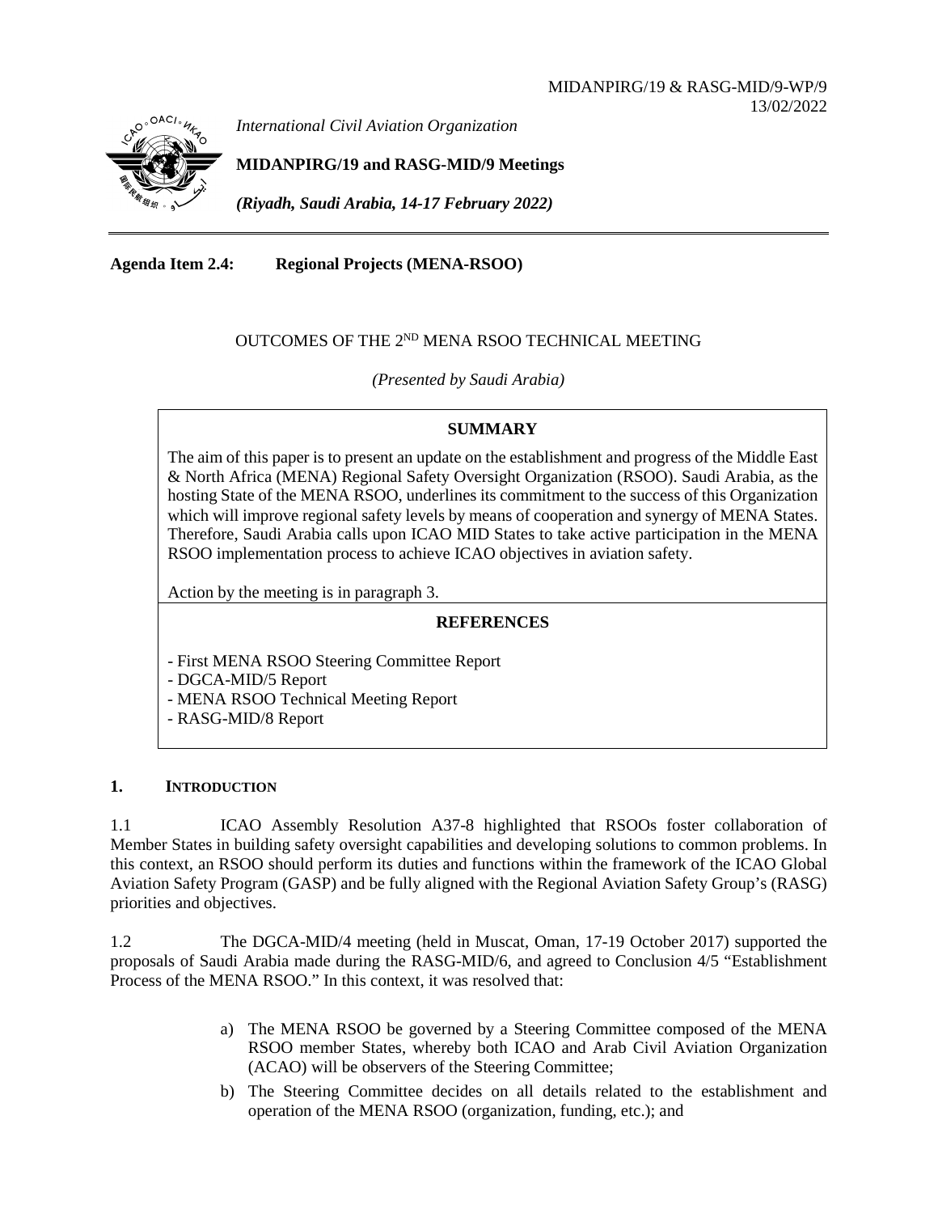MIDANPIRG/19 & RASG-MID/9-WP/9
13/02/2022

*International Civil Aviation Organization*

**MIDANPIRG/19 and RASG-MID/9 Meetings**

***(Riyadh, Saudi Arabia, 14-17 February 2022)***

---

**Agenda Item 2.4: Regional Projects (MENA-RSOO)**

OUTCOMES OF THE 2ND MENA RSOO TECHNICAL MEETING

*(Presented by Saudi Arabia)*

**SUMMARY**

The aim of this paper is to present an update on the establishment and progress of the Middle East & North Africa (MENA) Regional Safety Oversight Organization (RSOO). Saudi Arabia, as the hosting State of the MENA RSOO, underlines its commitment to the success of this Organization which will improve regional safety levels by means of cooperation and synergy of MENA States. Therefore, Saudi Arabia calls upon ICAO MID States to take active participation in the MENA RSOO implementation process to achieve ICAO objectives in aviation safety.

Action by the meeting is in paragraph 3.

**REFERENCES**

- First MENA RSOO Steering Committee Report
- DGCA-MID/5 Report
- MENA RSOO Technical Meeting Report
- RASG-MID/8 Report

## 1. INTRODUCTION

1.1 ICAO Assembly Resolution A37-8 highlighted that RSOOs foster collaboration of Member States in building safety oversight capabilities and developing solutions to common problems. In this context, an RSOO should perform its duties and functions within the framework of the ICAO Global Aviation Safety Program (GASP) and be fully aligned with the Regional Aviation Safety Group's (RASG) priorities and objectives.

1.2 The DGCA-MID/4 meeting (held in Muscat, Oman, 17-19 October 2017) supported the proposals of Saudi Arabia made during the RASG-MID/6, and agreed to Conclusion 4/5 "Establishment Process of the MENA RSOO." In this context, it was resolved that:

a) The MENA RSOO be governed by a Steering Committee composed of the MENA RSOO member States, whereby both ICAO and Arab Civil Aviation Organization (ACAO) will be observers of the Steering Committee;

b) The Steering Committee decides on all details related to the establishment and operation of the MENA RSOO (organization, funding, etc.); and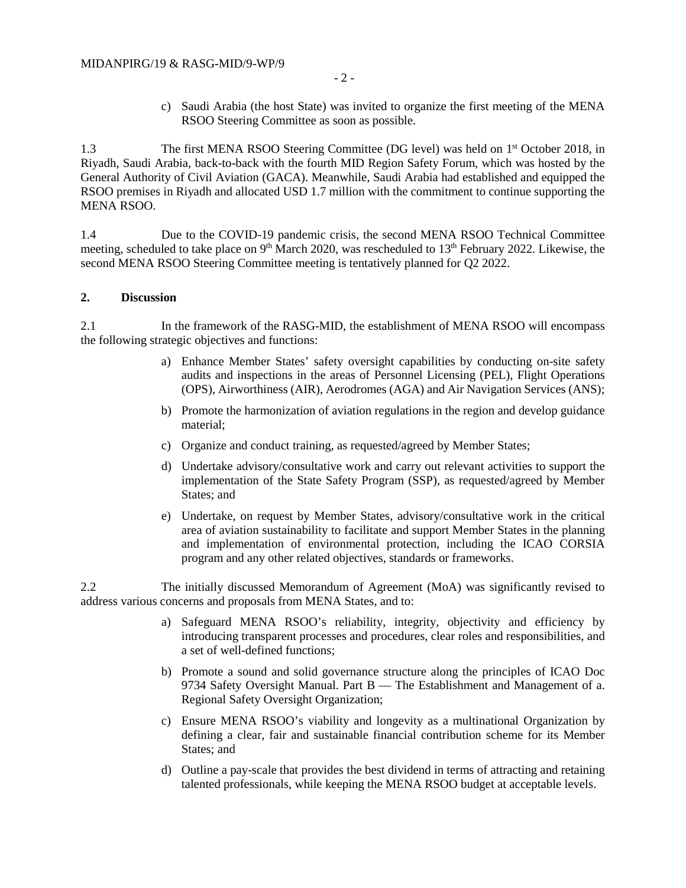c) Saudi Arabia (the host State) was invited to organize the first meeting of the MENA RSOO Steering Committee as soon as possible.

1.3 The first MENA RSOO Steering Committee (DG level) was held on 1st October 2018, in Riyadh, Saudi Arabia, back-to-back with the fourth MID Region Safety Forum, which was hosted by the General Authority of Civil Aviation (GACA). Meanwhile, Saudi Arabia had established and equipped the RSOO premises in Riyadh and allocated USD 1.7 million with the commitment to continue supporting the MENA RSOO.

1.4 Due to the COVID-19 pandemic crisis, the second MENA RSOO Technical Committee meeting, scheduled to take place on 9th March 2020, was rescheduled to 13th February 2022. Likewise, the second MENA RSOO Steering Committee meeting is tentatively planned for Q2 2022.

## 2. Discussion

2.1 In the framework of the RASG-MID, the establishment of MENA RSOO will encompass the following strategic objectives and functions:

a) Enhance Member States' safety oversight capabilities by conducting on-site safety audits and inspections in the areas of Personnel Licensing (PEL), Flight Operations (OPS), Airworthiness (AIR), Aerodromes (AGA) and Air Navigation Services (ANS);

b) Promote the harmonization of aviation regulations in the region and develop guidance material;

c) Organize and conduct training, as requested/agreed by Member States;

d) Undertake advisory/consultative work and carry out relevant activities to support the implementation of the State Safety Program (SSP), as requested/agreed by Member States; and

e) Undertake, on request by Member States, advisory/consultative work in the critical area of aviation sustainability to facilitate and support Member States in the planning and implementation of environmental protection, including the ICAO CORSIA program and any other related objectives, standards or frameworks.

2.2 The initially discussed Memorandum of Agreement (MoA) was significantly revised to address various concerns and proposals from MENA States, and to:

a) Safeguard MENA RSOO's reliability, integrity, objectivity and efficiency by introducing transparent processes and procedures, clear roles and responsibilities, and a set of well-defined functions;

b) Promote a sound and solid governance structure along the principles of ICAO Doc 9734 Safety Oversight Manual. Part B — The Establishment and Management of a. Regional Safety Oversight Organization;

c) Ensure MENA RSOO's viability and longevity as a multinational Organization by defining a clear, fair and sustainable financial contribution scheme for its Member States; and

d) Outline a pay-scale that provides the best dividend in terms of attracting and retaining talented professionals, while keeping the MENA RSOO budget at acceptable levels.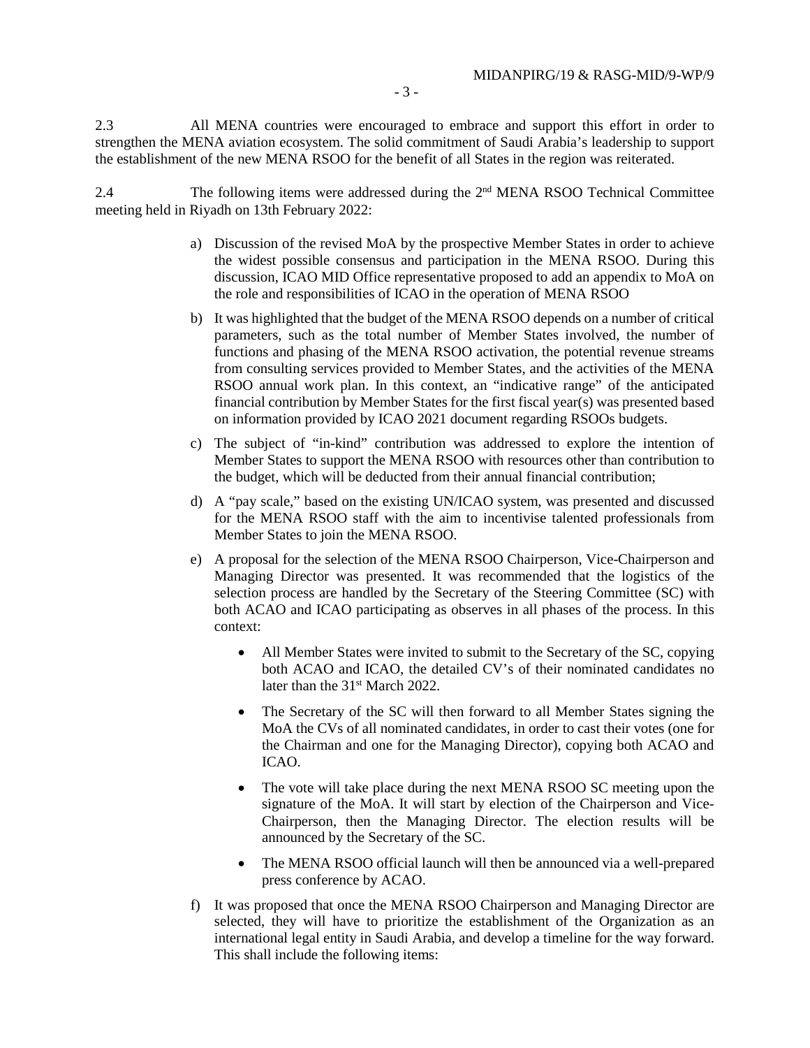2.3 All MENA countries were encouraged to embrace and support this effort in order to strengthen the MENA aviation ecosystem. The solid commitment of Saudi Arabia's leadership to support the establishment of the new MENA RSOO for the benefit of all States in the region was reiterated.

2.4 The following items were addressed during the 2nd MENA RSOO Technical Committee meeting held in Riyadh on 13th February 2022:

a) Discussion of the revised MoA by the prospective Member States in order to achieve the widest possible consensus and participation in the MENA RSOO. During this discussion, ICAO MID Office representative proposed to add an appendix to MoA on the role and responsibilities of ICAO in the operation of MENA RSOO

b) It was highlighted that the budget of the MENA RSOO depends on a number of critical parameters, such as the total number of Member States involved, the number of functions and phasing of the MENA RSOO activation, the potential revenue streams from consulting services provided to Member States, and the activities of the MENA RSOO annual work plan. In this context, an "indicative range" of the anticipated financial contribution by Member States for the first fiscal year(s) was presented based on information provided by ICAO 2021 document regarding RSOOs budgets.

c) The subject of "in-kind" contribution was addressed to explore the intention of Member States to support the MENA RSOO with resources other than contribution to the budget, which will be deducted from their annual financial contribution;

d) A "pay scale," based on the existing UN/ICAO system, was presented and discussed for the MENA RSOO staff with the aim to incentivise talented professionals from Member States to join the MENA RSOO.

e) A proposal for the selection of the MENA RSOO Chairperson, Vice-Chairperson and Managing Director was presented. It was recommended that the logistics of the selection process are handled by the Secretary of the Steering Committee (SC) with both ACAO and ICAO participating as observes in all phases of the process. In this context:

   - All Member States were invited to submit to the Secretary of the SC, copying both ACAO and ICAO, the detailed CV's of their nominated candidates no later than the 31st March 2022.

   - The Secretary of the SC will then forward to all Member States signing the MoA the CVs of all nominated candidates, in order to cast their votes (one for the Chairman and one for the Managing Director), copying both ACAO and ICAO.

   - The vote will take place during the next MENA RSOO SC meeting upon the signature of the MoA. It will start by election of the Chairperson and Vice-Chairperson, then the Managing Director. The election results will be announced by the Secretary of the SC.

   - The MENA RSOO official launch will then be announced via a well-prepared press conference by ACAO.

f) It was proposed that once the MENA RSOO Chairperson and Managing Director are selected, they will have to prioritize the establishment of the Organization as an international legal entity in Saudi Arabia, and develop a timeline for the way forward. This shall include the following items: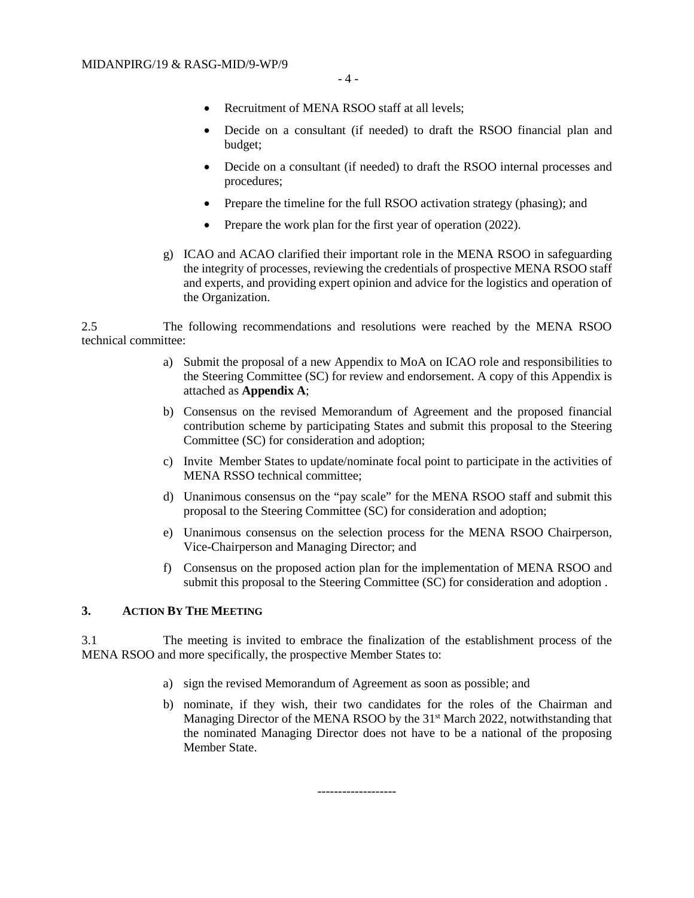- Recruitment of MENA RSOO staff at all levels;
- Decide on a consultant (if needed) to draft the RSOO financial plan and budget;
- Decide on a consultant (if needed) to draft the RSOO internal processes and procedures;
- Prepare the timeline for the full RSOO activation strategy (phasing); and
- Prepare the work plan for the first year of operation (2022).

g) ICAO and ACAO clarified their important role in the MENA RSOO in safeguarding the integrity of processes, reviewing the credentials of prospective MENA RSOO staff and experts, and providing expert opinion and advice for the logistics and operation of the Organization.

2.5 The following recommendations and resolutions were reached by the MENA RSOO technical committee:

a) Submit the proposal of a new Appendix to MoA on ICAO role and responsibilities to the Steering Committee (SC) for review and endorsement. A copy of this Appendix is attached as **Appendix A**;

b) Consensus on the revised Memorandum of Agreement and the proposed financial contribution scheme by participating States and submit this proposal to the Steering Committee (SC) for consideration and adoption;

c) Invite Member States to update/nominate focal point to participate in the activities of MENA RSSO technical committee;

d) Unanimous consensus on the "pay scale" for the MENA RSOO staff and submit this proposal to the Steering Committee (SC) for consideration and adoption;

e) Unanimous consensus on the selection process for the MENA RSOO Chairperson, Vice-Chairperson and Managing Director; and

f) Consensus on the proposed action plan for the implementation of MENA RSOO and submit this proposal to the Steering Committee (SC) for consideration and adoption .

## 3. ACTION BY THE MEETING

3.1 The meeting is invited to embrace the finalization of the establishment process of the MENA RSOO and more specifically, the prospective Member States to:

a) sign the revised Memorandum of Agreement as soon as possible; and

b) nominate, if they wish, their two candidates for the roles of the Chairman and Managing Director of the MENA RSOO by the 31st March 2022, notwithstanding that the nominated Managing Director does not have to be a national of the proposing Member State.

-------------------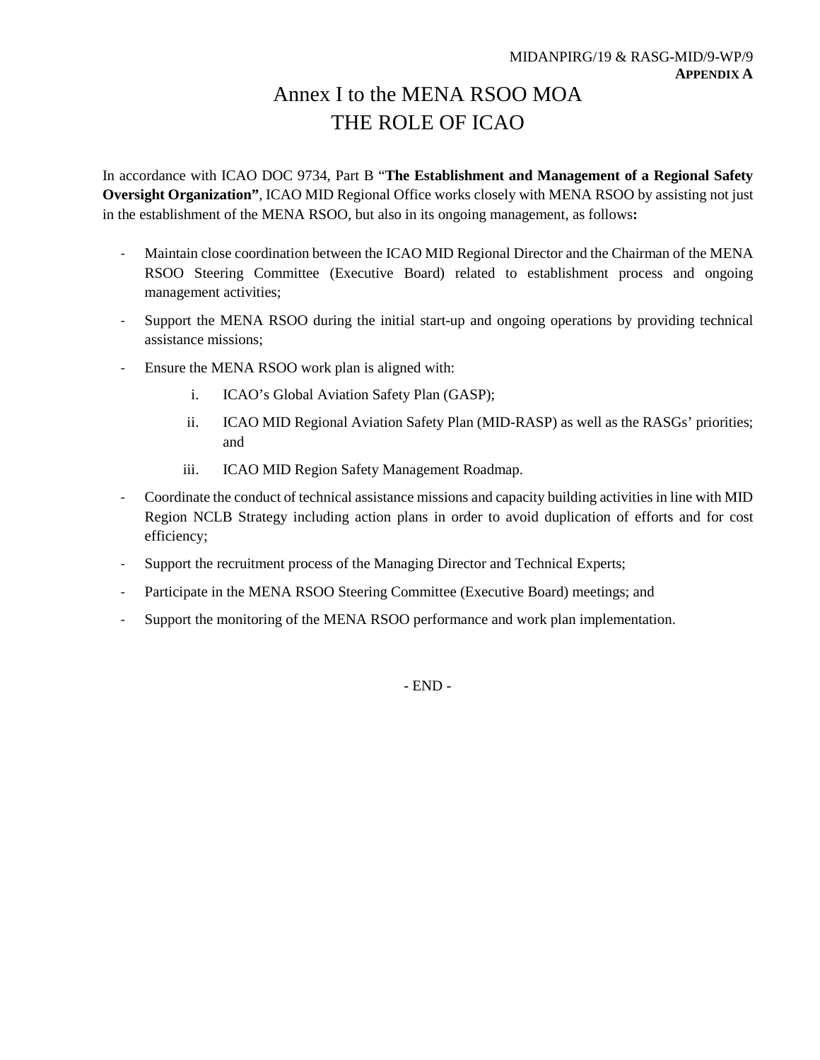MIDANPIRG/19 & RASG-MID/9-WP/9
**APPENDIX A**

# Annex I to the MENA RSOO MOA
# THE ROLE OF ICAO

In accordance with ICAO DOC 9734, Part B "**The Establishment and Management of a Regional Safety Oversight Organization"**, ICAO MID Regional Office works closely with MENA RSOO by assisting not just in the establishment of the MENA RSOO, but also in its ongoing management, as follows**:**

- Maintain close coordination between the ICAO MID Regional Director and the Chairman of the MENA RSOO Steering Committee (Executive Board) related to establishment process and ongoing management activities;
- Support the MENA RSOO during the initial start-up and ongoing operations by providing technical assistance missions;
- Ensure the MENA RSOO work plan is aligned with:
    i. ICAO's Global Aviation Safety Plan (GASP);
    ii. ICAO MID Regional Aviation Safety Plan (MID-RASP) as well as the RASGs' priorities; and
    iii. ICAO MID Region Safety Management Roadmap.
- Coordinate the conduct of technical assistance missions and capacity building activities in line with MID Region NCLB Strategy including action plans in order to avoid duplication of efforts and for cost efficiency;
- Support the recruitment process of the Managing Director and Technical Experts;
- Participate in the MENA RSOO Steering Committee (Executive Board) meetings; and
- Support the monitoring of the MENA RSOO performance and work plan implementation.

- END -